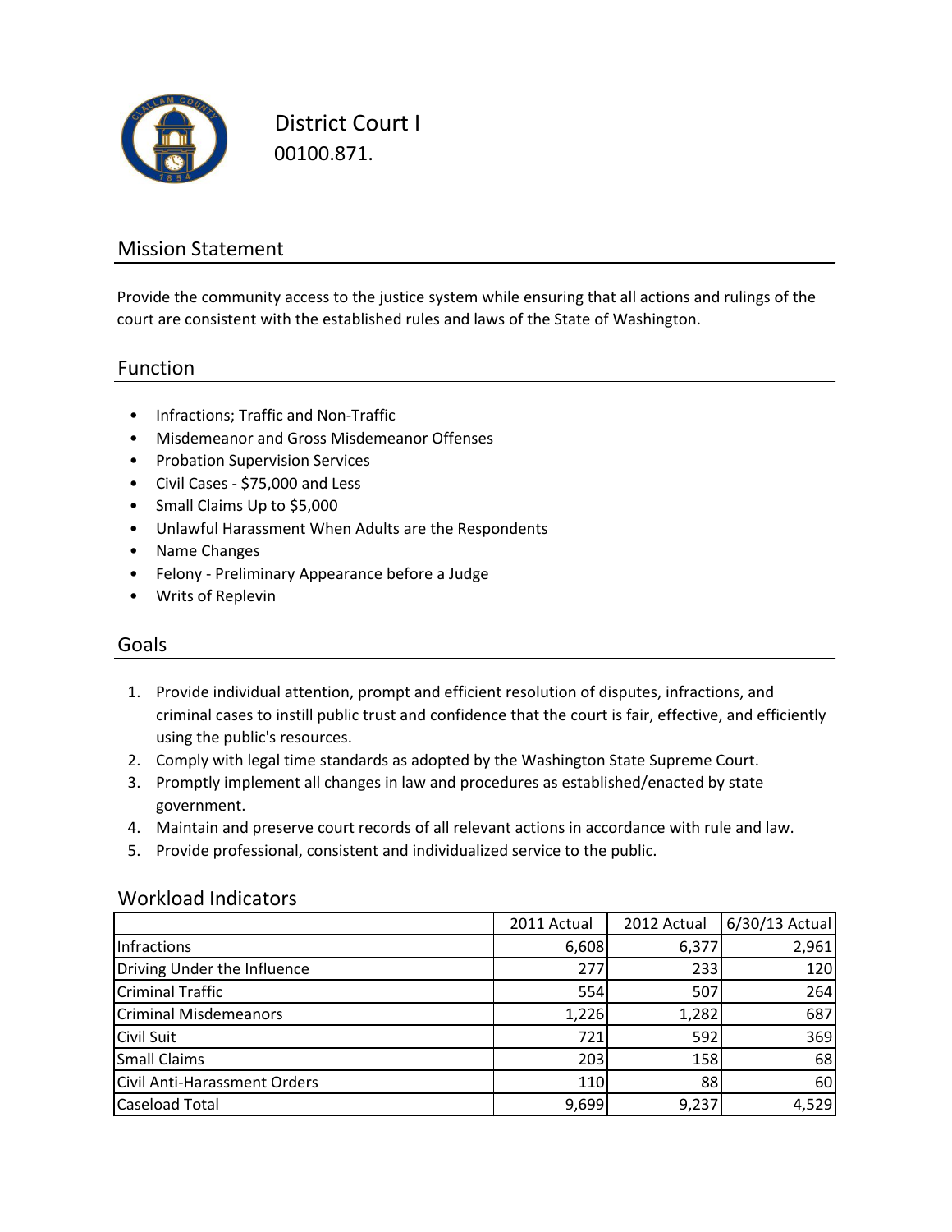# District Court I

00100.871.

## Mission Statement

Provide the community access to the justice system while ensuring that all actions and rulings of the court are consistent with the established rules and laws of the State of Washington.

## Function

- Infractions; Traffic and Non-Traffic
- Misdemeanor and Gross Misdemeanor Offenses
- Probation Supervision Services
- Civil Cases - $75,000 and Less
- Small Claims Up to $5,000
- Unlawful Harassment When Adults are the Respondents
- Name Changes
- Felony - Preliminary Appearance before a Judge
- Writs of Replevin

## Goals

1. Provide individual attention, prompt and efficient resolution of disputes, infractions, and criminal cases to instill public trust and confidence that the court is fair, effective, and efficiently using the public's resources.
2. Comply with legal time standards as adopted by the Washington State Supreme Court.
3. Promptly implement all changes in law and procedures as established/enacted by state government.
4. Maintain and preserve court records of all relevant actions in accordance with rule and law.
5. Provide professional, consistent and individualized service to the public.

## Workload Indicators

| | 2011 Actual | 2012 Actual | 6/30/13 Actual |
|---|---|---|---|
| Infractions | 6,608 | 6,377 | 2,961 |
| Driving Under the Influence | 277 | 233 | 120 |
| Criminal Traffic | 554 | 507 | 264 |
| Criminal Misdemeanors | 1,226 | 1,282 | 687 |
| Civil Suit | 721 | 592 | 369 |
| Small Claims | 203 | 158 | 68 |
| Civil Anti-Harassment Orders | 110 | 88 | 60 |
| Caseload Total | 9,699 | 9,237 | 4,529 |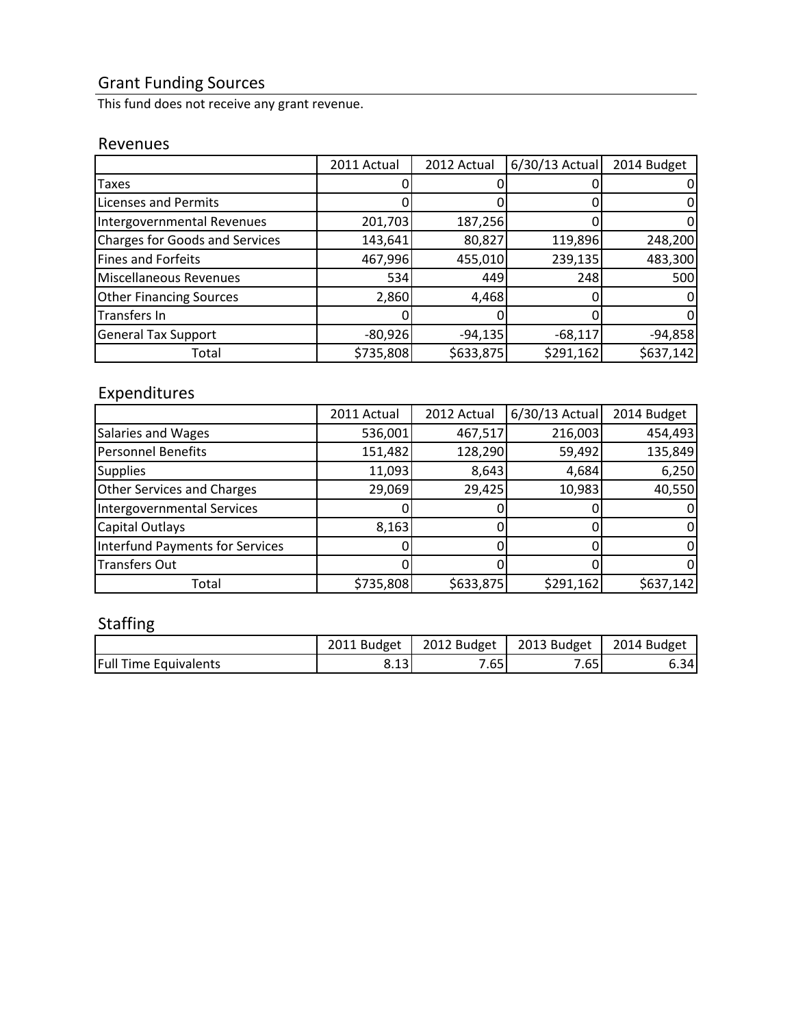## Grant Funding Sources

This fund does not receive any grant revenue.

## Revenues

| | 2011 Actual | 2012 Actual | 6/30/13 Actual | 2014 Budget |
|---|---|---|---|---|
| Taxes | 0 | 0 | 0 | 0 |
| Licenses and Permits | 0 | 0 | 0 | 0 |
| Intergovernmental Revenues | 201,703 | 187,256 | 0 | 0 |
| Charges for Goods and Services | 143,641 | 80,827 | 119,896 | 248,200 |
| Fines and Forfeits | 467,996 | 455,010 | 239,135 | 483,300 |
| Miscellaneous Revenues | 534 | 449 | 248 | 500 |
| Other Financing Sources | 2,860 | 4,468 | 0 | 0 |
| Transfers In | 0 | 0 | 0 | 0 |
| General Tax Support | -80,926 | -94,135 | -68,117 | -94,858 |
| Total | $735,808 | $633,875 | $291,162 | $637,142 |

## Expenditures

| | 2011 Actual | 2012 Actual | 6/30/13 Actual | 2014 Budget |
|---|---|---|---|---|
| Salaries and Wages | 536,001 | 467,517 | 216,003 | 454,493 |
| Personnel Benefits | 151,482 | 128,290 | 59,492 | 135,849 |
| Supplies | 11,093 | 8,643 | 4,684 | 6,250 |
| Other Services and Charges | 29,069 | 29,425 | 10,983 | 40,550 |
| Intergovernmental Services | 0 | 0 | 0 | 0 |
| Capital Outlays | 8,163 | 0 | 0 | 0 |
| Interfund Payments for Services | 0 | 0 | 0 | 0 |
| Transfers Out | 0 | 0 | 0 | 0 |
| Total | $735,808 | $633,875 | $291,162 | $637,142 |

## Staffing

| | 2011 Budget | 2012 Budget | 2013 Budget | 2014 Budget |
|---|---|---|---|---|
| Full Time Equivalents | 8.13 | 7.65 | 7.65 | 6.34 |